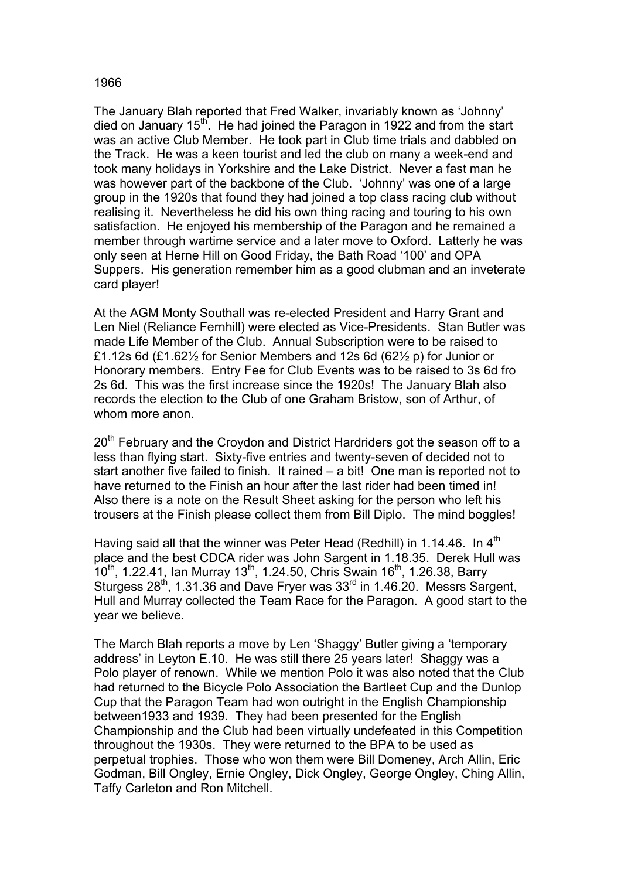1966

The January Blah reported that Fred Walker, invariably known as 'Johnny' died on January 15th. He had joined the Paragon in 1922 and from the start was an active Club Member. He took part in Club time trials and dabbled on the Track. He was a keen tourist and led the club on many a week-end and took many holidays in Yorkshire and the Lake District. Never a fast man he was however part of the backbone of the Club. 'Johnny' was one of a large group in the 1920s that found they had joined a top class racing club without realising it. Nevertheless he did his own thing racing and touring to his own satisfaction. He enjoyed his membership of the Paragon and he remained a member through wartime service and a later move to Oxford. Latterly he was only seen at Herne Hill on Good Friday, the Bath Road '100' and OPA Suppers. His generation remember him as a good clubman and an inveterate card player!

At the AGM Monty Southall was re-elected President and Harry Grant and Len Niel (Reliance Fernhill) were elected as Vice-Presidents. Stan Butler was made Life Member of the Club. Annual Subscription were to be raised to £1.12s 6d (£1.62½ for Senior Members and 12s 6d (62½ p) for Junior or Honorary members. Entry Fee for Club Events was to be raised to 3s 6d fro 2s 6d. This was the first increase since the 1920s! The January Blah also records the election to the Club of one Graham Bristow, son of Arthur, of whom more anon.

20th February and the Croydon and District Hardriders got the season off to a less than flying start. Sixty-five entries and twenty-seven of decided not to start another five failed to finish. It rained – a bit! One man is reported not to have returned to the Finish an hour after the last rider had been timed in! Also there is a note on the Result Sheet asking for the person who left his trousers at the Finish please collect them from Bill Diplo. The mind boggles!

Having said all that the winner was Peter Head (Redhill) in 1.14.46. In 4th place and the best CDCA rider was John Sargent in 1.18.35. Derek Hull was 10th, 1.22.41, Ian Murray 13th, 1.24.50, Chris Swain 16th, 1.26.38, Barry Sturgess 28th, 1.31.36 and Dave Fryer was 33rd in 1.46.20. Messrs Sargent, Hull and Murray collected the Team Race for the Paragon. A good start to the year we believe.

The March Blah reports a move by Len 'Shaggy' Butler giving a 'temporary address' in Leyton E.10. He was still there 25 years later! Shaggy was a Polo player of renown. While we mention Polo it was also noted that the Club had returned to the Bicycle Polo Association the Bartleet Cup and the Dunlop Cup that the Paragon Team had won outright in the English Championship between1933 and 1939. They had been presented for the English Championship and the Club had been virtually undefeated in this Competition throughout the 1930s. They were returned to the BPA to be used as perpetual trophies. Those who won them were Bill Domeney, Arch Allin, Eric Godman, Bill Ongley, Ernie Ongley, Dick Ongley, George Ongley, Ching Allin, Taffy Carleton and Ron Mitchell.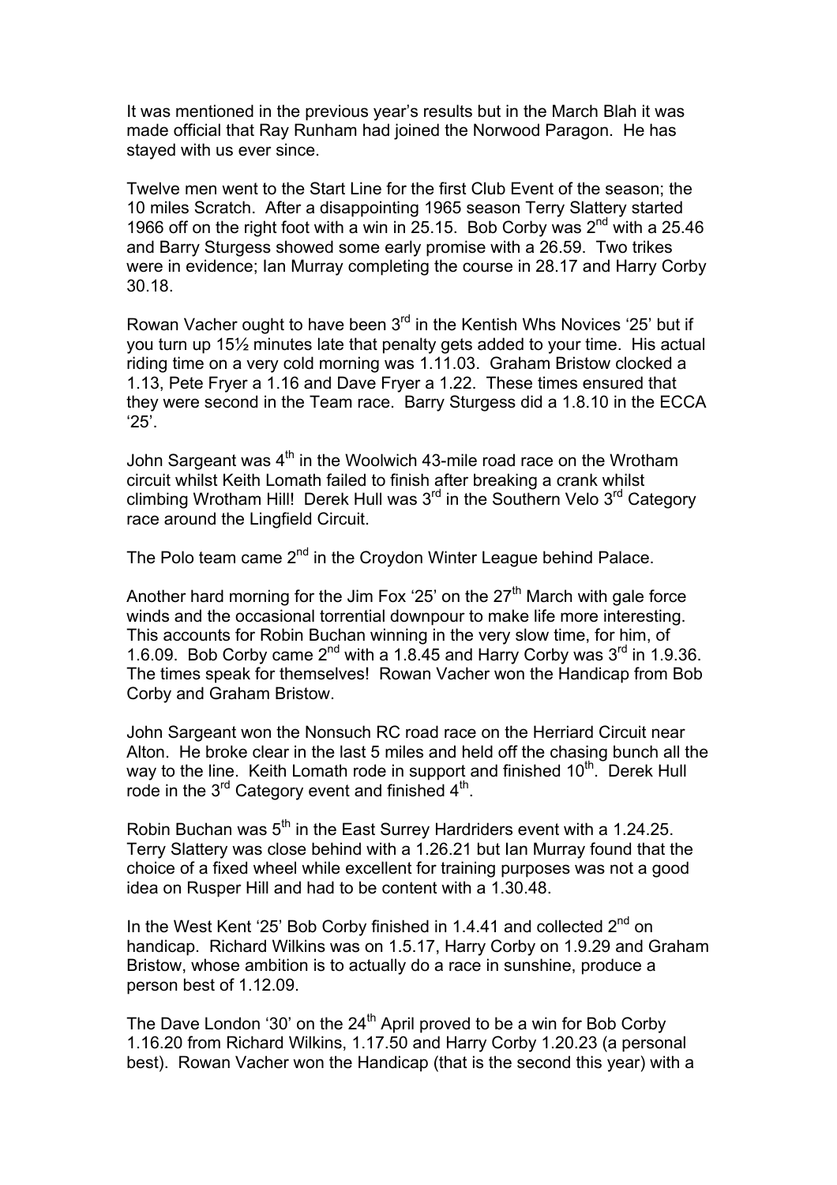It was mentioned in the previous year's results but in the March Blah it was made official that Ray Runham had joined the Norwood Paragon. He has stayed with us ever since.

Twelve men went to the Start Line for the first Club Event of the season; the 10 miles Scratch. After a disappointing 1965 season Terry Slattery started 1966 off on the right foot with a win in 25.15. Bob Corby was 2nd with a 25.46 and Barry Sturgess showed some early promise with a 26.59. Two trikes were in evidence; Ian Murray completing the course in 28.17 and Harry Corby 30.18.

Rowan Vacher ought to have been 3rd in the Kentish Whs Novices '25' but if you turn up 15½ minutes late that penalty gets added to your time. His actual riding time on a very cold morning was 1.11.03. Graham Bristow clocked a 1.13, Pete Fryer a 1.16 and Dave Fryer a 1.22. These times ensured that they were second in the Team race. Barry Sturgess did a 1.8.10 in the ECCA '25'.

John Sargeant was 4th in the Woolwich 43-mile road race on the Wrotham circuit whilst Keith Lomath failed to finish after breaking a crank whilst climbing Wrotham Hill! Derek Hull was 3rd in the Southern Velo 3rd Category race around the Lingfield Circuit.

The Polo team came 2nd in the Croydon Winter League behind Palace.

Another hard morning for the Jim Fox '25' on the 27th March with gale force winds and the occasional torrential downpour to make life more interesting. This accounts for Robin Buchan winning in the very slow time, for him, of 1.6.09. Bob Corby came 2nd with a 1.8.45 and Harry Corby was 3rd in 1.9.36. The times speak for themselves! Rowan Vacher won the Handicap from Bob Corby and Graham Bristow.

John Sargeant won the Nonsuch RC road race on the Herriard Circuit near Alton. He broke clear in the last 5 miles and held off the chasing bunch all the way to the line. Keith Lomath rode in support and finished 10th. Derek Hull rode in the 3rd Category event and finished 4th.

Robin Buchan was 5th in the East Surrey Hardriders event with a 1.24.25. Terry Slattery was close behind with a 1.26.21 but Ian Murray found that the choice of a fixed wheel while excellent for training purposes was not a good idea on Rusper Hill and had to be content with a 1.30.48.

In the West Kent '25' Bob Corby finished in 1.4.41 and collected 2nd on handicap. Richard Wilkins was on 1.5.17, Harry Corby on 1.9.29 and Graham Bristow, whose ambition is to actually do a race in sunshine, produce a person best of 1.12.09.

The Dave London '30' on the 24th April proved to be a win for Bob Corby 1.16.20 from Richard Wilkins, 1.17.50 and Harry Corby 1.20.23 (a personal best). Rowan Vacher won the Handicap (that is the second this year) with a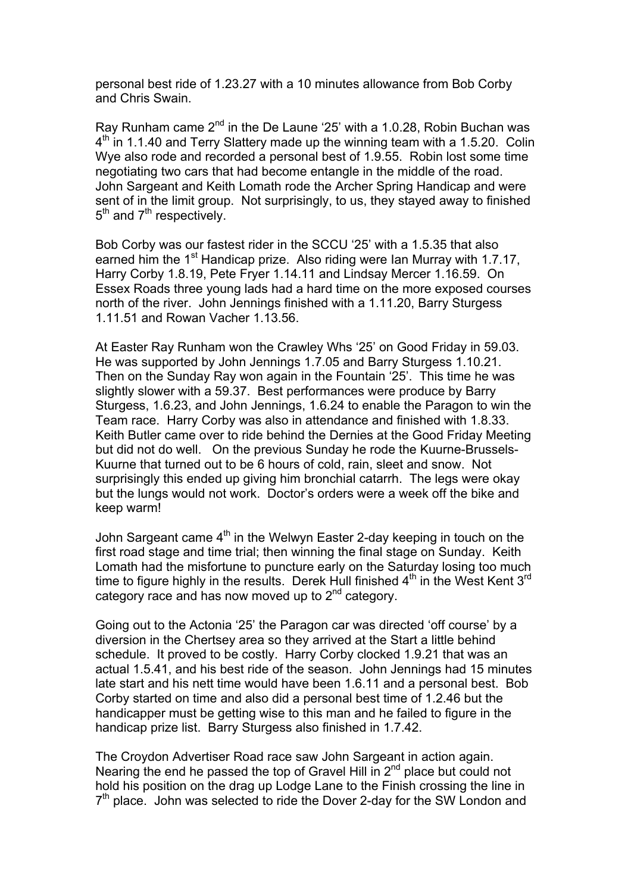personal best ride of 1.23.27 with a 10 minutes allowance from Bob Corby and Chris Swain.

Ray Runham came 2nd in the De Laune '25' with a 1.0.28, Robin Buchan was 4th in 1.1.40 and Terry Slattery made up the winning team with a 1.5.20. Colin Wye also rode and recorded a personal best of 1.9.55. Robin lost some time negotiating two cars that had become entangle in the middle of the road. John Sargeant and Keith Lomath rode the Archer Spring Handicap and were sent of in the limit group. Not surprisingly, to us, they stayed away to finished 5th and 7th respectively.

Bob Corby was our fastest rider in the SCCU '25' with a 1.5.35 that also earned him the 1st Handicap prize. Also riding were Ian Murray with 1.7.17, Harry Corby 1.8.19, Pete Fryer 1.14.11 and Lindsay Mercer 1.16.59. On Essex Roads three young lads had a hard time on the more exposed courses north of the river. John Jennings finished with a 1.11.20, Barry Sturgess 1.11.51 and Rowan Vacher 1.13.56.

At Easter Ray Runham won the Crawley Whs '25' on Good Friday in 59.03. He was supported by John Jennings 1.7.05 and Barry Sturgess 1.10.21. Then on the Sunday Ray won again in the Fountain '25'. This time he was slightly slower with a 59.37. Best performances were produce by Barry Sturgess, 1.6.23, and John Jennings, 1.6.24 to enable the Paragon to win the Team race. Harry Corby was also in attendance and finished with 1.8.33. Keith Butler came over to ride behind the Dernies at the Good Friday Meeting but did not do well. On the previous Sunday he rode the Kuurne-Brussels-Kuurne that turned out to be 6 hours of cold, rain, sleet and snow. Not surprisingly this ended up giving him bronchial catarrh. The legs were okay but the lungs would not work. Doctor's orders were a week off the bike and keep warm!

John Sargeant came 4th in the Welwyn Easter 2-day keeping in touch on the first road stage and time trial; then winning the final stage on Sunday. Keith Lomath had the misfortune to puncture early on the Saturday losing too much time to figure highly in the results. Derek Hull finished 4th in the West Kent 3rd category race and has now moved up to 2nd category.

Going out to the Actonia '25' the Paragon car was directed 'off course' by a diversion in the Chertsey area so they arrived at the Start a little behind schedule. It proved to be costly. Harry Corby clocked 1.9.21 that was an actual 1.5.41, and his best ride of the season. John Jennings had 15 minutes late start and his nett time would have been 1.6.11 and a personal best. Bob Corby started on time and also did a personal best time of 1.2.46 but the handicapper must be getting wise to this man and he failed to figure in the handicap prize list. Barry Sturgess also finished in 1.7.42.

The Croydon Advertiser Road race saw John Sargeant in action again. Nearing the end he passed the top of Gravel Hill in 2nd place but could not hold his position on the drag up Lodge Lane to the Finish crossing the line in 7th place. John was selected to ride the Dover 2-day for the SW London and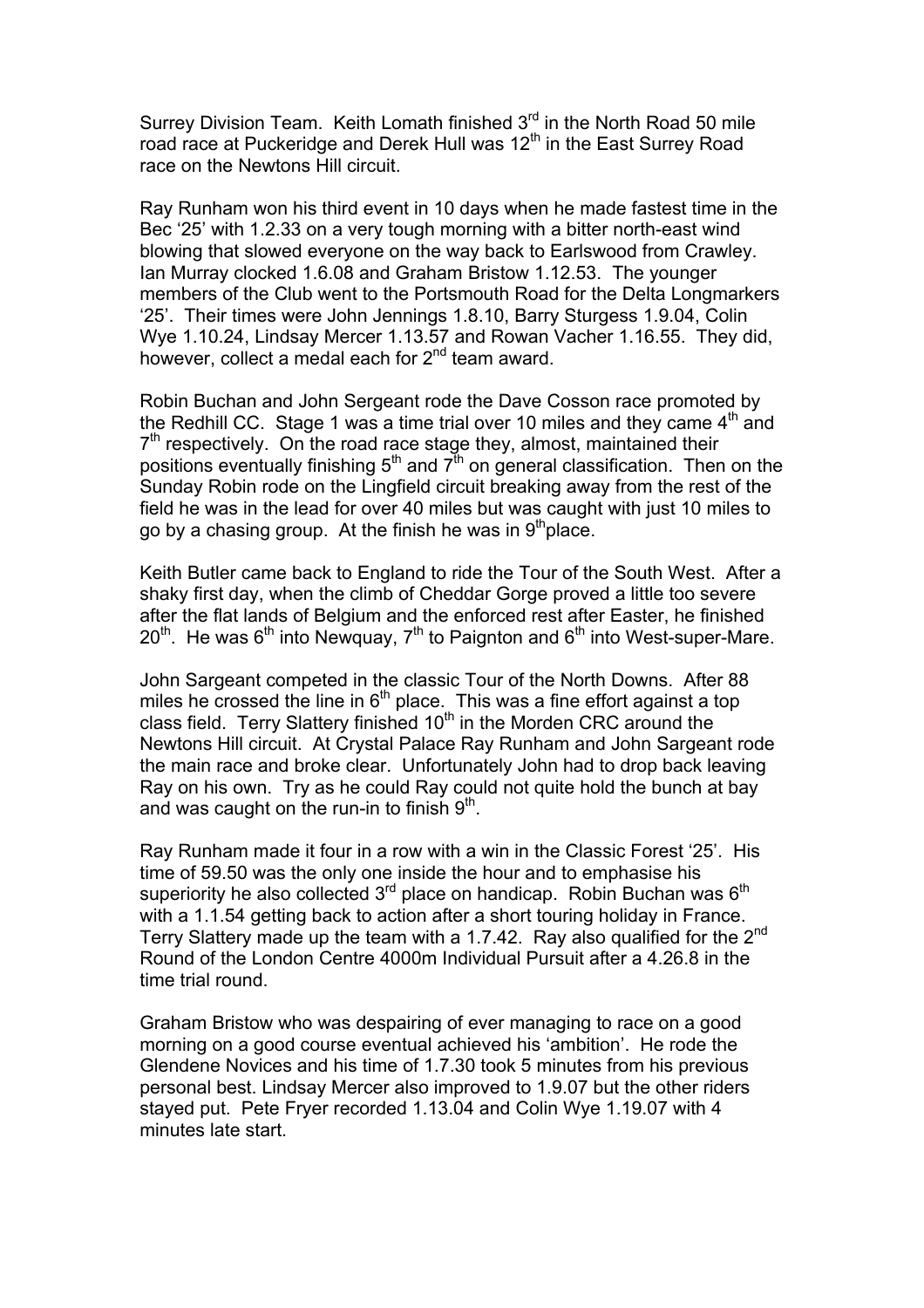Surrey Division Team. Keith Lomath finished 3rd in the North Road 50 mile road race at Puckeridge and Derek Hull was 12th in the East Surrey Road race on the Newtons Hill circuit.

Ray Runham won his third event in 10 days when he made fastest time in the Bec '25' with 1.2.33 on a very tough morning with a bitter north-east wind blowing that slowed everyone on the way back to Earlswood from Crawley. Ian Murray clocked 1.6.08 and Graham Bristow 1.12.53. The younger members of the Club went to the Portsmouth Road for the Delta Longmarkers '25'. Their times were John Jennings 1.8.10, Barry Sturgess 1.9.04, Colin Wye 1.10.24, Lindsay Mercer 1.13.57 and Rowan Vacher 1.16.55. They did, however, collect a medal each for 2nd team award.

Robin Buchan and John Sergeant rode the Dave Cosson race promoted by the Redhill CC. Stage 1 was a time trial over 10 miles and they came 4th and 7th respectively. On the road race stage they, almost, maintained their positions eventually finishing 5th and 7th on general classification. Then on the Sunday Robin rode on the Lingfield circuit breaking away from the rest of the field he was in the lead for over 40 miles but was caught with just 10 miles to go by a chasing group. At the finish he was in 9th place.

Keith Butler came back to England to ride the Tour of the South West. After a shaky first day, when the climb of Cheddar Gorge proved a little too severe after the flat lands of Belgium and the enforced rest after Easter, he finished 20th. He was 6th into Newquay, 7th to Paignton and 6th into West-super-Mare.

John Sargeant competed in the classic Tour of the North Downs. After 88 miles he crossed the line in 6th place. This was a fine effort against a top class field. Terry Slattery finished 10th in the Morden CRC around the Newtons Hill circuit. At Crystal Palace Ray Runham and John Sargeant rode the main race and broke clear. Unfortunately John had to drop back leaving Ray on his own. Try as he could Ray could not quite hold the bunch at bay and was caught on the run-in to finish 9th.

Ray Runham made it four in a row with a win in the Classic Forest '25'. His time of 59.50 was the only one inside the hour and to emphasise his superiority he also collected 3rd place on handicap. Robin Buchan was 6th with a 1.1.54 getting back to action after a short touring holiday in France. Terry Slattery made up the team with a 1.7.42. Ray also qualified for the 2nd Round of the London Centre 4000m Individual Pursuit after a 4.26.8 in the time trial round.

Graham Bristow who was despairing of ever managing to race on a good morning on a good course eventual achieved his 'ambition'. He rode the Glendene Novices and his time of 1.7.30 took 5 minutes from his previous personal best. Lindsay Mercer also improved to 1.9.07 but the other riders stayed put. Pete Fryer recorded 1.13.04 and Colin Wye 1.19.07 with 4 minutes late start.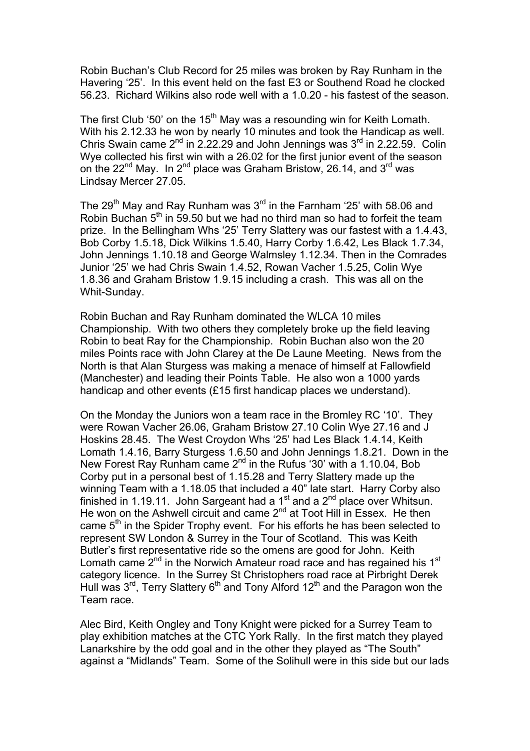Robin Buchan's Club Record for 25 miles was broken by Ray Runham in the Havering '25'. In this event held on the fast E3 or Southend Road he clocked 56.23. Richard Wilkins also rode well with a 1.0.20 - his fastest of the season.

The first Club '50' on the 15th May was a resounding win for Keith Lomath. With his 2.12.33 he won by nearly 10 minutes and took the Handicap as well. Chris Swain came 2nd in 2.22.29 and John Jennings was 3rd in 2.22.59. Colin Wye collected his first win with a 26.02 for the first junior event of the season on the 22nd May. In 2nd place was Graham Bristow, 26.14, and 3rd was Lindsay Mercer 27.05.

The 29th May and Ray Runham was 3rd in the Farnham '25' with 58.06 and Robin Buchan 5th in 59.50 but we had no third man so had to forfeit the team prize. In the Bellingham Whs '25' Terry Slattery was our fastest with a 1.4.43, Bob Corby 1.5.18, Dick Wilkins 1.5.40, Harry Corby 1.6.42, Les Black 1.7.34, John Jennings 1.10.18 and George Walmsley 1.12.34. Then in the Comrades Junior '25' we had Chris Swain 1.4.52, Rowan Vacher 1.5.25, Colin Wye 1.8.36 and Graham Bristow 1.9.15 including a crash. This was all on the Whit-Sunday.

Robin Buchan and Ray Runham dominated the WLCA 10 miles Championship. With two others they completely broke up the field leaving Robin to beat Ray for the Championship. Robin Buchan also won the 20 miles Points race with John Clarey at the De Laune Meeting. News from the North is that Alan Sturgess was making a menace of himself at Fallowfield (Manchester) and leading their Points Table. He also won a 1000 yards handicap and other events (£15 first handicap places we understand).

On the Monday the Juniors won a team race in the Bromley RC '10'. They were Rowan Vacher 26.06, Graham Bristow 27.10 Colin Wye 27.16 and J Hoskins 28.45. The West Croydon Whs '25' had Les Black 1.4.14, Keith Lomath 1.4.16, Barry Sturgess 1.6.50 and John Jennings 1.8.21. Down in the New Forest Ray Runham came 2nd in the Rufus '30' with a 1.10.04, Bob Corby put in a personal best of 1.15.28 and Terry Slattery made up the winning Team with a 1.18.05 that included a 40" late start. Harry Corby also finished in 1.19.11. John Sargeant had a 1st and a 2nd place over Whitsun. He won on the Ashwell circuit and came 2nd at Toot Hill in Essex. He then came 5th in the Spider Trophy event. For his efforts he has been selected to represent SW London & Surrey in the Tour of Scotland. This was Keith Butler's first representative ride so the omens are good for John. Keith Lomath came 2nd in the Norwich Amateur road race and has regained his 1st category licence. In the Surrey St Christophers road race at Pirbright Derek Hull was 3rd, Terry Slattery 6th and Tony Alford 12th and the Paragon won the Team race.

Alec Bird, Keith Ongley and Tony Knight were picked for a Surrey Team to play exhibition matches at the CTC York Rally. In the first match they played Lanarkshire by the odd goal and in the other they played as "The South" against a "Midlands" Team. Some of the Solihull were in this side but our lads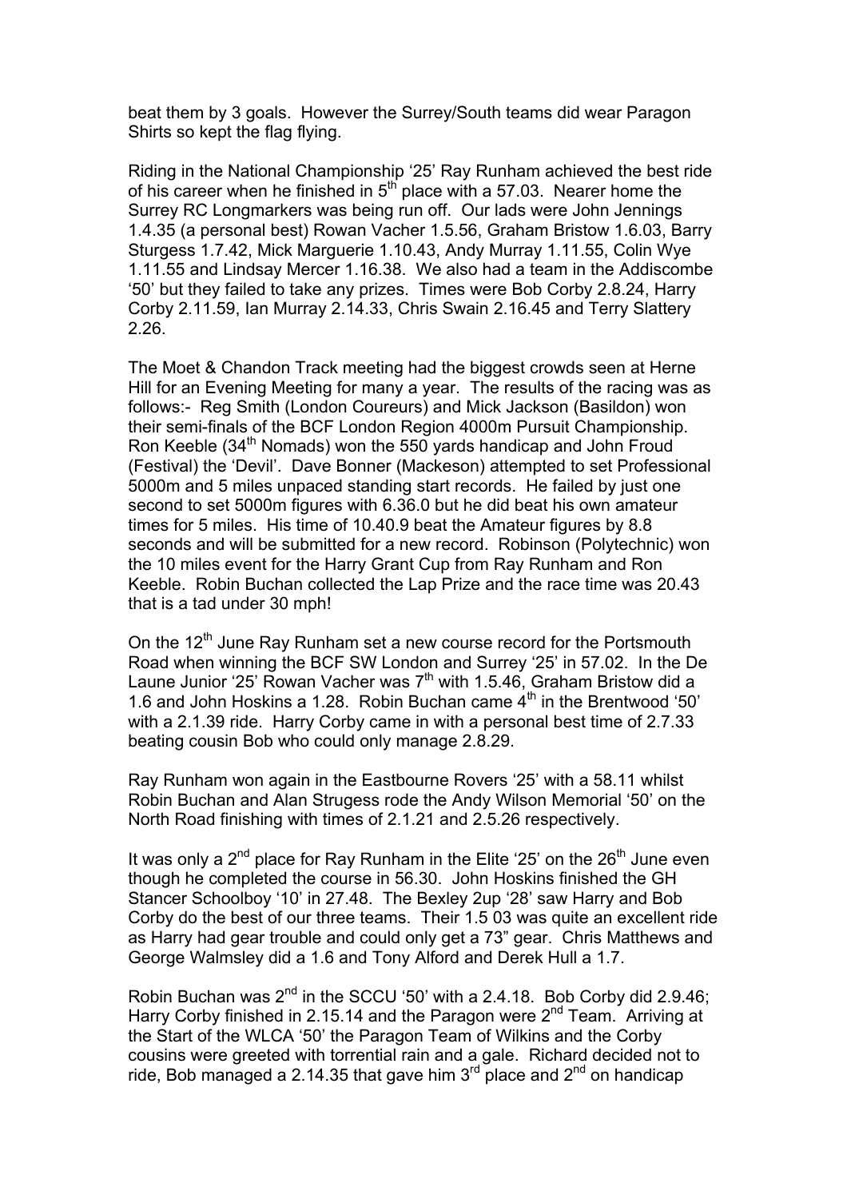beat them by 3 goals. However the Surrey/South teams did wear Paragon Shirts so kept the flag flying.

Riding in the National Championship '25' Ray Runham achieved the best ride of his career when he finished in 5th place with a 57.03. Nearer home the Surrey RC Longmarkers was being run off. Our lads were John Jennings 1.4.35 (a personal best) Rowan Vacher 1.5.56, Graham Bristow 1.6.03, Barry Sturgess 1.7.42, Mick Marguerie 1.10.43, Andy Murray 1.11.55, Colin Wye 1.11.55 and Lindsay Mercer 1.16.38. We also had a team in the Addiscombe '50' but they failed to take any prizes. Times were Bob Corby 2.8.24, Harry Corby 2.11.59, Ian Murray 2.14.33, Chris Swain 2.16.45 and Terry Slattery 2.26.

The Moet & Chandon Track meeting had the biggest crowds seen at Herne Hill for an Evening Meeting for many a year. The results of the racing was as follows:- Reg Smith (London Coureurs) and Mick Jackson (Basildon) won their semi-finals of the BCF London Region 4000m Pursuit Championship. Ron Keeble (34th Nomads) won the 550 yards handicap and John Froud (Festival) the 'Devil'. Dave Bonner (Mackeson) attempted to set Professional 5000m and 5 miles unpaced standing start records. He failed by just one second to set 5000m figures with 6.36.0 but he did beat his own amateur times for 5 miles. His time of 10.40.9 beat the Amateur figures by 8.8 seconds and will be submitted for a new record. Robinson (Polytechnic) won the 10 miles event for the Harry Grant Cup from Ray Runham and Ron Keeble. Robin Buchan collected the Lap Prize and the race time was 20.43 that is a tad under 30 mph!

On the 12th June Ray Runham set a new course record for the Portsmouth Road when winning the BCF SW London and Surrey '25' in 57.02. In the De Laune Junior '25' Rowan Vacher was 7th with 1.5.46, Graham Bristow did a 1.6 and John Hoskins a 1.28. Robin Buchan came 4th in the Brentwood '50' with a 2.1.39 ride. Harry Corby came in with a personal best time of 2.7.33 beating cousin Bob who could only manage 2.8.29.

Ray Runham won again in the Eastbourne Rovers '25' with a 58.11 whilst Robin Buchan and Alan Strugess rode the Andy Wilson Memorial '50' on the North Road finishing with times of 2.1.21 and 2.5.26 respectively.

It was only a 2nd place for Ray Runham in the Elite '25' on the 26th June even though he completed the course in 56.30. John Hoskins finished the GH Stancer Schoolboy '10' in 27.48. The Bexley 2up '28' saw Harry and Bob Corby do the best of our three teams. Their 1.5 03 was quite an excellent ride as Harry had gear trouble and could only get a 73" gear. Chris Matthews and George Walmsley did a 1.6 and Tony Alford and Derek Hull a 1.7.

Robin Buchan was 2nd in the SCCU '50' with a 2.4.18. Bob Corby did 2.9.46; Harry Corby finished in 2.15.14 and the Paragon were 2nd Team. Arriving at the Start of the WLCA '50' the Paragon Team of Wilkins and the Corby cousins were greeted with torrential rain and a gale. Richard decided not to ride, Bob managed a 2.14.35 that gave him 3rd place and 2nd on handicap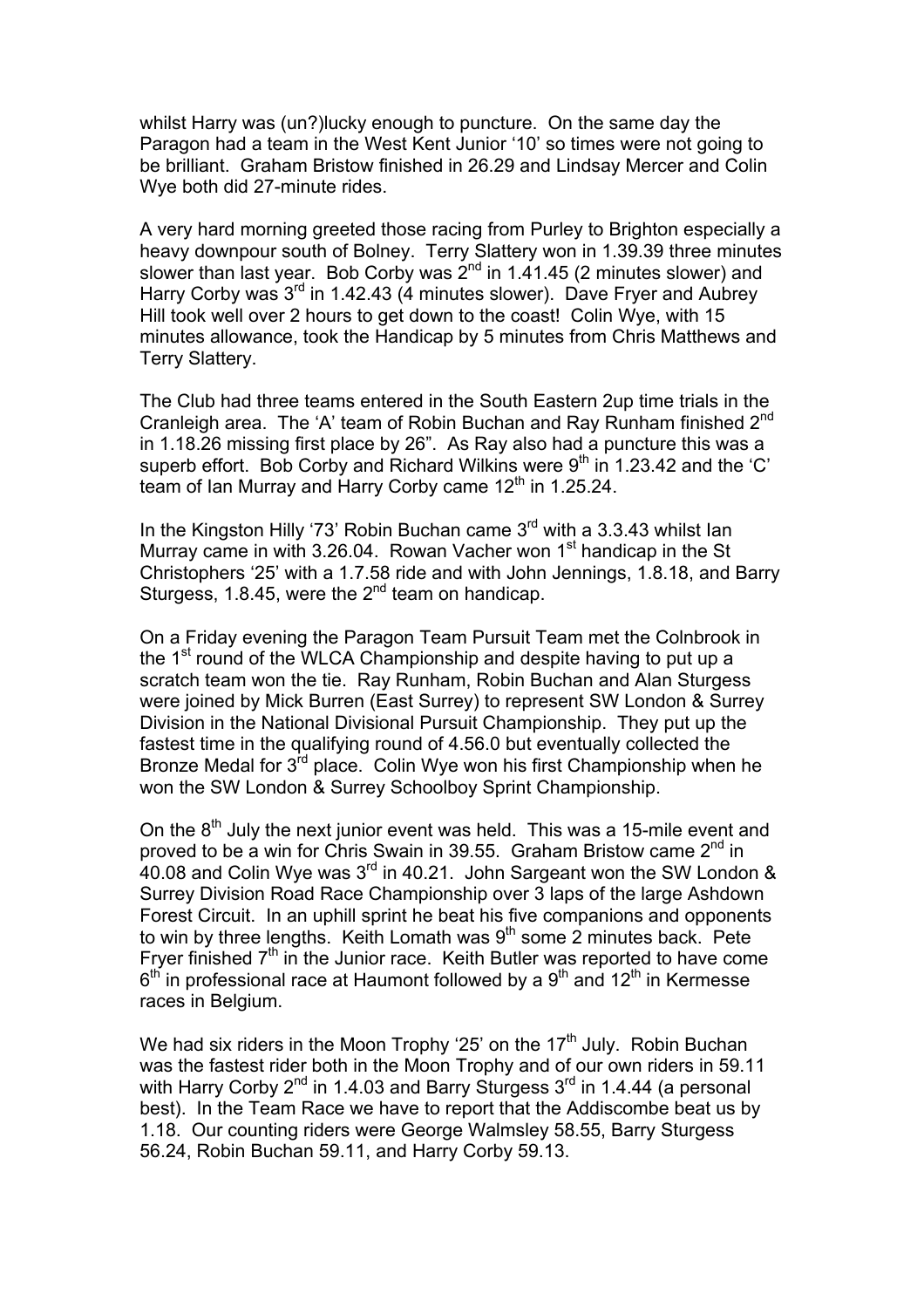whilst Harry was (un?)lucky enough to puncture. On the same day the Paragon had a team in the West Kent Junior '10' so times were not going to be brilliant. Graham Bristow finished in 26.29 and Lindsay Mercer and Colin Wye both did 27-minute rides.

A very hard morning greeted those racing from Purley to Brighton especially a heavy downpour south of Bolney. Terry Slattery won in 1.39.39 three minutes slower than last year. Bob Corby was 2nd in 1.41.45 (2 minutes slower) and Harry Corby was 3rd in 1.42.43 (4 minutes slower). Dave Fryer and Aubrey Hill took well over 2 hours to get down to the coast! Colin Wye, with 15 minutes allowance, took the Handicap by 5 minutes from Chris Matthews and Terry Slattery.

The Club had three teams entered in the South Eastern 2up time trials in the Cranleigh area. The 'A' team of Robin Buchan and Ray Runham finished 2nd in 1.18.26 missing first place by 26". As Ray also had a puncture this was a superb effort. Bob Corby and Richard Wilkins were 9th in 1.23.42 and the 'C' team of Ian Murray and Harry Corby came 12th in 1.25.24.

In the Kingston Hilly '73' Robin Buchan came 3rd with a 3.3.43 whilst Ian Murray came in with 3.26.04. Rowan Vacher won 1st handicap in the St Christophers '25' with a 1.7.58 ride and with John Jennings, 1.8.18, and Barry Sturgess, 1.8.45, were the 2nd team on handicap.

On a Friday evening the Paragon Team Pursuit Team met the Colnbrook in the 1st round of the WLCA Championship and despite having to put up a scratch team won the tie. Ray Runham, Robin Buchan and Alan Sturgess were joined by Mick Burren (East Surrey) to represent SW London & Surrey Division in the National Divisional Pursuit Championship. They put up the fastest time in the qualifying round of 4.56.0 but eventually collected the Bronze Medal for 3rd place. Colin Wye won his first Championship when he won the SW London & Surrey Schoolboy Sprint Championship.

On the 8th July the next junior event was held. This was a 15-mile event and proved to be a win for Chris Swain in 39.55. Graham Bristow came 2nd in 40.08 and Colin Wye was 3rd in 40.21. John Sargeant won the SW London & Surrey Division Road Race Championship over 3 laps of the large Ashdown Forest Circuit. In an uphill sprint he beat his five companions and opponents to win by three lengths. Keith Lomath was 9th some 2 minutes back. Pete Fryer finished 7th in the Junior race. Keith Butler was reported to have come 6th in professional race at Haumont followed by a 9th and 12th in Kermesse races in Belgium.

We had six riders in the Moon Trophy '25' on the 17th July. Robin Buchan was the fastest rider both in the Moon Trophy and of our own riders in 59.11 with Harry Corby 2nd in 1.4.03 and Barry Sturgess 3rd in 1.4.44 (a personal best). In the Team Race we have to report that the Addiscombe beat us by 1.18. Our counting riders were George Walmsley 58.55, Barry Sturgess 56.24, Robin Buchan 59.11, and Harry Corby 59.13.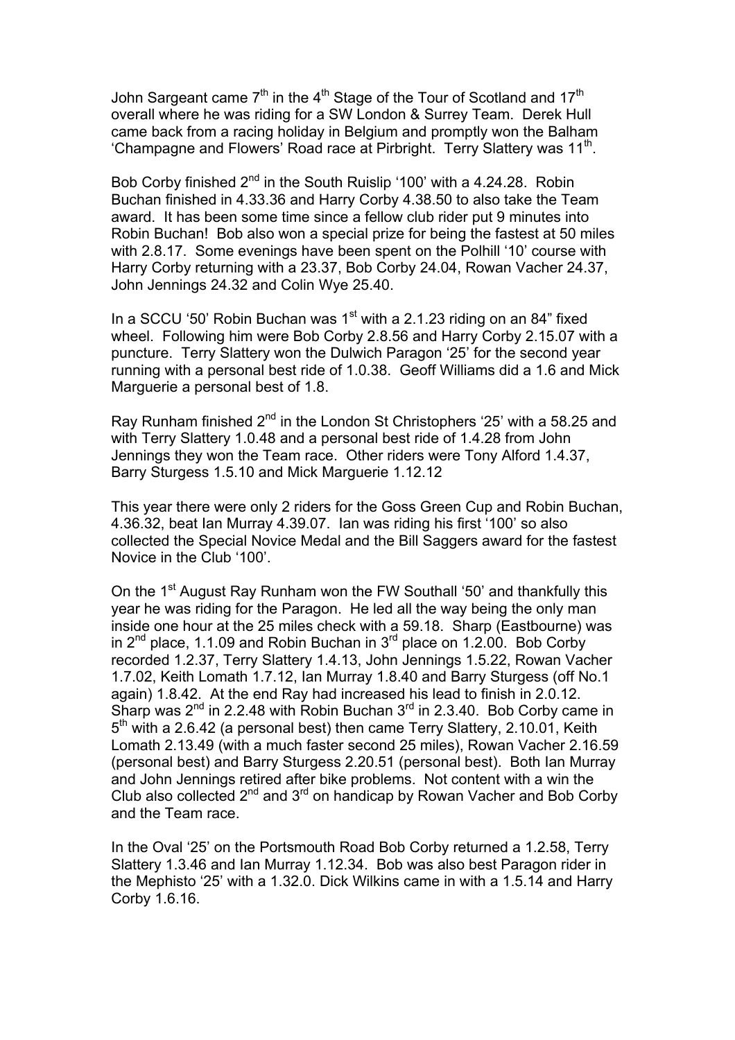John Sargeant came 7th in the 4th Stage of the Tour of Scotland and 17th overall where he was riding for a SW London & Surrey Team. Derek Hull came back from a racing holiday in Belgium and promptly won the Balham 'Champagne and Flowers' Road race at Pirbright. Terry Slattery was 11th.

Bob Corby finished 2nd in the South Ruislip '100' with a 4.24.28. Robin Buchan finished in 4.33.36 and Harry Corby 4.38.50 to also take the Team award. It has been some time since a fellow club rider put 9 minutes into Robin Buchan! Bob also won a special prize for being the fastest at 50 miles with 2.8.17. Some evenings have been spent on the Polhill '10' course with Harry Corby returning with a 23.37, Bob Corby 24.04, Rowan Vacher 24.37, John Jennings 24.32 and Colin Wye 25.40.

In a SCCU '50' Robin Buchan was 1st with a 2.1.23 riding on an 84" fixed wheel. Following him were Bob Corby 2.8.56 and Harry Corby 2.15.07 with a puncture. Terry Slattery won the Dulwich Paragon '25' for the second year running with a personal best ride of 1.0.38. Geoff Williams did a 1.6 and Mick Marguerie a personal best of 1.8.

Ray Runham finished 2nd in the London St Christophers '25' with a 58.25 and with Terry Slattery 1.0.48 and a personal best ride of 1.4.28 from John Jennings they won the Team race. Other riders were Tony Alford 1.4.37, Barry Sturgess 1.5.10 and Mick Marguerie 1.12.12

This year there were only 2 riders for the Goss Green Cup and Robin Buchan, 4.36.32, beat Ian Murray 4.39.07. Ian was riding his first '100' so also collected the Special Novice Medal and the Bill Saggers award for the fastest Novice in the Club '100'.

On the 1st August Ray Runham won the FW Southall '50' and thankfully this year he was riding for the Paragon. He led all the way being the only man inside one hour at the 25 miles check with a 59.18. Sharp (Eastbourne) was in 2nd place, 1.1.09 and Robin Buchan in 3rd place on 1.2.00. Bob Corby recorded 1.2.37, Terry Slattery 1.4.13, John Jennings 1.5.22, Rowan Vacher 1.7.02, Keith Lomath 1.7.12, Ian Murray 1.8.40 and Barry Sturgess (off No.1 again) 1.8.42. At the end Ray had increased his lead to finish in 2.0.12. Sharp was 2nd in 2.2.48 with Robin Buchan 3rd in 2.3.40. Bob Corby came in 5th with a 2.6.42 (a personal best) then came Terry Slattery, 2.10.01, Keith Lomath 2.13.49 (with a much faster second 25 miles), Rowan Vacher 2.16.59 (personal best) and Barry Sturgess 2.20.51 (personal best). Both Ian Murray and John Jennings retired after bike problems. Not content with a win the Club also collected 2nd and 3rd on handicap by Rowan Vacher and Bob Corby and the Team race.

In the Oval '25' on the Portsmouth Road Bob Corby returned a 1.2.58, Terry Slattery 1.3.46 and Ian Murray 1.12.34. Bob was also best Paragon rider in the Mephisto '25' with a 1.32.0. Dick Wilkins came in with a 1.5.14 and Harry Corby 1.6.16.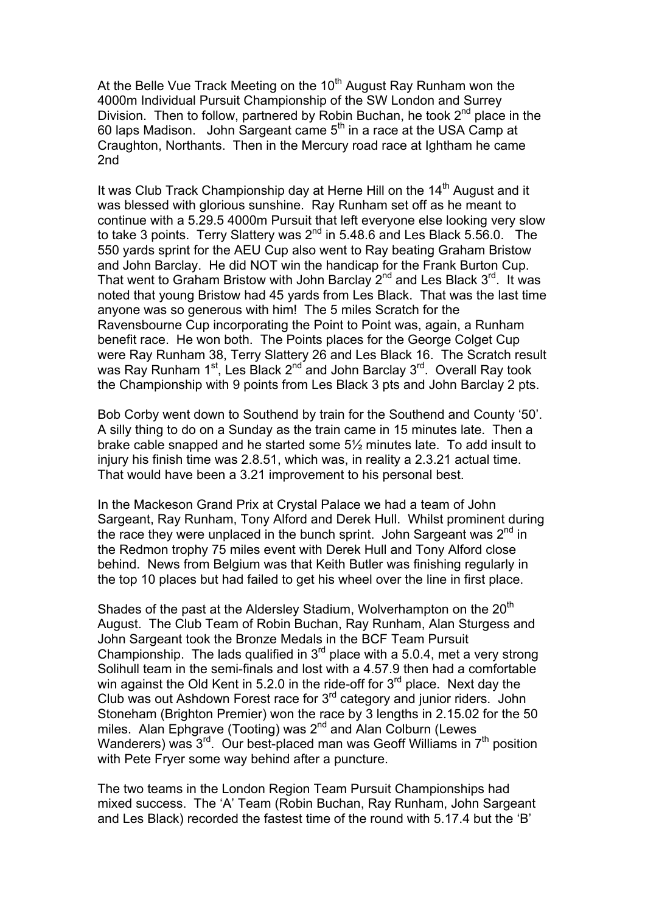At the Belle Vue Track Meeting on the 10th August Ray Runham won the 4000m Individual Pursuit Championship of the SW London and Surrey Division. Then to follow, partnered by Robin Buchan, he took 2nd place in the 60 laps Madison. John Sargeant came 5th in a race at the USA Camp at Craughton, Northants. Then in the Mercury road race at Ightham he came 2nd

It was Club Track Championship day at Herne Hill on the 14th August and it was blessed with glorious sunshine. Ray Runham set off as he meant to continue with a 5.29.5 4000m Pursuit that left everyone else looking very slow to take 3 points. Terry Slattery was 2nd in 5.48.6 and Les Black 5.56.0. The 550 yards sprint for the AEU Cup also went to Ray beating Graham Bristow and John Barclay. He did NOT win the handicap for the Frank Burton Cup. That went to Graham Bristow with John Barclay 2nd and Les Black 3rd. It was noted that young Bristow had 45 yards from Les Black. That was the last time anyone was so generous with him! The 5 miles Scratch for the Ravensbourne Cup incorporating the Point to Point was, again, a Runham benefit race. He won both. The Points places for the George Colget Cup were Ray Runham 38, Terry Slattery 26 and Les Black 16. The Scratch result was Ray Runham 1st, Les Black 2nd and John Barclay 3rd. Overall Ray took the Championship with 9 points from Les Black 3 pts and John Barclay 2 pts.

Bob Corby went down to Southend by train for the Southend and County '50'. A silly thing to do on a Sunday as the train came in 15 minutes late. Then a brake cable snapped and he started some 5½ minutes late. To add insult to injury his finish time was 2.8.51, which was, in reality a 2.3.21 actual time. That would have been a 3.21 improvement to his personal best.

In the Mackeson Grand Prix at Crystal Palace we had a team of John Sargeant, Ray Runham, Tony Alford and Derek Hull. Whilst prominent during the race they were unplaced in the bunch sprint. John Sargeant was 2nd in the Redmon trophy 75 miles event with Derek Hull and Tony Alford close behind. News from Belgium was that Keith Butler was finishing regularly in the top 10 places but had failed to get his wheel over the line in first place.

Shades of the past at the Aldersley Stadium, Wolverhampton on the 20th August. The Club Team of Robin Buchan, Ray Runham, Alan Sturgess and John Sargeant took the Bronze Medals in the BCF Team Pursuit Championship. The lads qualified in 3rd place with a 5.0.4, met a very strong Solihull team in the semi-finals and lost with a 4.57.9 then had a comfortable win against the Old Kent in 5.2.0 in the ride-off for 3rd place. Next day the Club was out Ashdown Forest race for 3rd category and junior riders. John Stoneham (Brighton Premier) won the race by 3 lengths in 2.15.02 for the 50 miles. Alan Ephgrave (Tooting) was 2nd and Alan Colburn (Lewes Wanderers) was 3rd. Our best-placed man was Geoff Williams in 7th position with Pete Fryer some way behind after a puncture.

The two teams in the London Region Team Pursuit Championships had mixed success. The 'A' Team (Robin Buchan, Ray Runham, John Sargeant and Les Black) recorded the fastest time of the round with 5.17.4 but the 'B'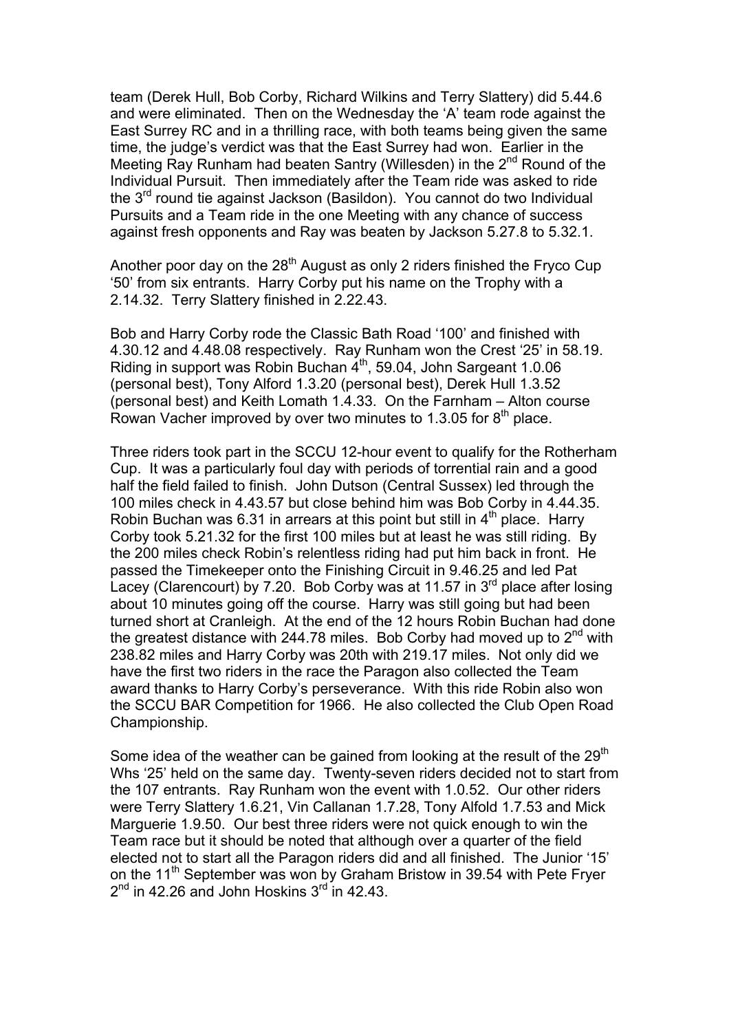team (Derek Hull, Bob Corby, Richard Wilkins and Terry Slattery) did 5.44.6 and were eliminated. Then on the Wednesday the 'A' team rode against the East Surrey RC and in a thrilling race, with both teams being given the same time, the judge's verdict was that the East Surrey had won. Earlier in the Meeting Ray Runham had beaten Santry (Willesden) in the 2nd Round of the Individual Pursuit. Then immediately after the Team ride was asked to ride the 3rd round tie against Jackson (Basildon). You cannot do two Individual Pursuits and a Team ride in the one Meeting with any chance of success against fresh opponents and Ray was beaten by Jackson 5.27.8 to 5.32.1.

Another poor day on the 28th August as only 2 riders finished the Fryco Cup '50' from six entrants. Harry Corby put his name on the Trophy with a 2.14.32. Terry Slattery finished in 2.22.43.

Bob and Harry Corby rode the Classic Bath Road '100' and finished with 4.30.12 and 4.48.08 respectively. Ray Runham won the Crest '25' in 58.19. Riding in support was Robin Buchan 4th, 59.04, John Sargeant 1.0.06 (personal best), Tony Alford 1.3.20 (personal best), Derek Hull 1.3.52 (personal best) and Keith Lomath 1.4.33. On the Farnham – Alton course Rowan Vacher improved by over two minutes to 1.3.05 for 8th place.

Three riders took part in the SCCU 12-hour event to qualify for the Rotherham Cup. It was a particularly foul day with periods of torrential rain and a good half the field failed to finish. John Dutson (Central Sussex) led through the 100 miles check in 4.43.57 but close behind him was Bob Corby in 4.44.35. Robin Buchan was 6.31 in arrears at this point but still in 4th place. Harry Corby took 5.21.32 for the first 100 miles but at least he was still riding. By the 200 miles check Robin's relentless riding had put him back in front. He passed the Timekeeper onto the Finishing Circuit in 9.46.25 and led Pat Lacey (Clarencourt) by 7.20. Bob Corby was at 11.57 in 3rd place after losing about 10 minutes going off the course. Harry was still going but had been turned short at Cranleigh. At the end of the 12 hours Robin Buchan had done the greatest distance with 244.78 miles. Bob Corby had moved up to 2nd with 238.82 miles and Harry Corby was 20th with 219.17 miles. Not only did we have the first two riders in the race the Paragon also collected the Team award thanks to Harry Corby's perseverance. With this ride Robin also won the SCCU BAR Competition for 1966. He also collected the Club Open Road Championship.

Some idea of the weather can be gained from looking at the result of the 29th Whs '25' held on the same day. Twenty-seven riders decided not to start from the 107 entrants. Ray Runham won the event with 1.0.52. Our other riders were Terry Slattery 1.6.21, Vin Callanan 1.7.28, Tony Alfold 1.7.53 and Mick Marguerie 1.9.50. Our best three riders were not quick enough to win the Team race but it should be noted that although over a quarter of the field elected not to start all the Paragon riders did and all finished. The Junior '15' on the 11th September was won by Graham Bristow in 39.54 with Pete Fryer 2nd in 42.26 and John Hoskins 3rd in 42.43.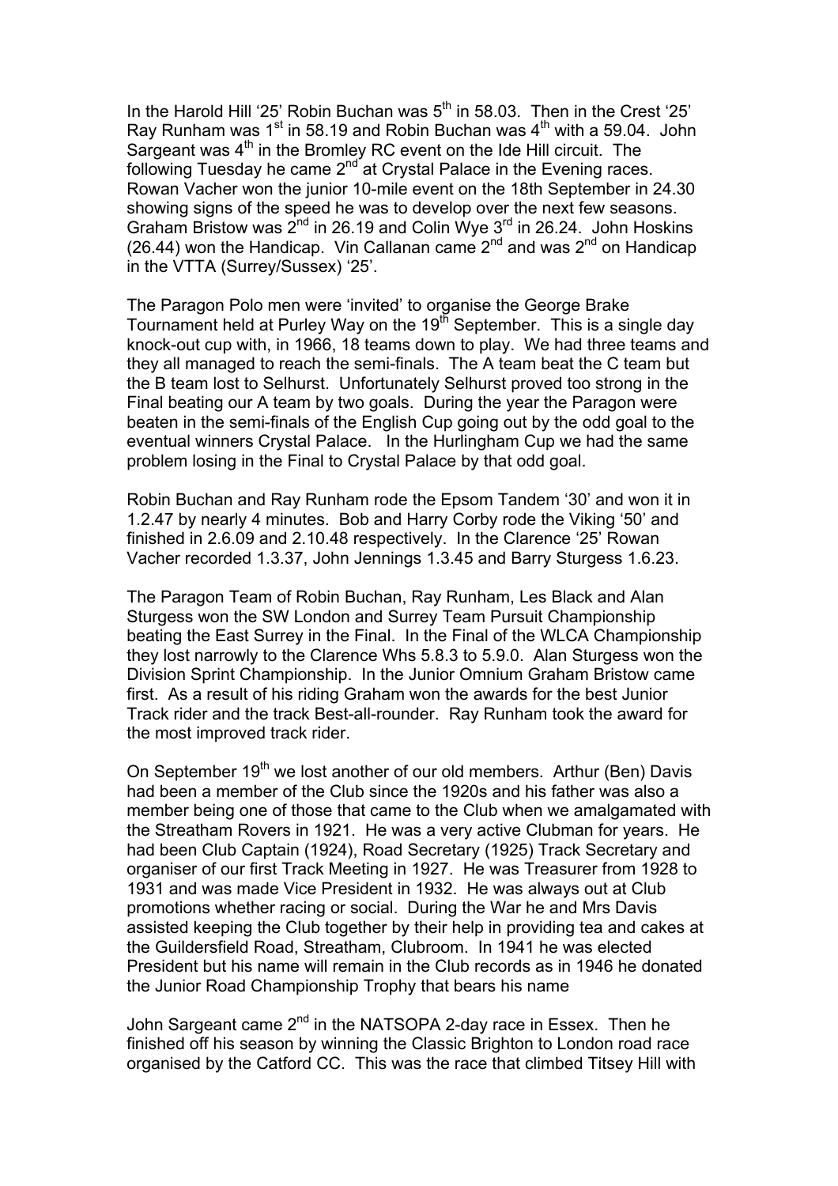In the Harold Hill '25' Robin Buchan was 5th in 58.03. Then in the Crest '25' Ray Runham was 1st in 58.19 and Robin Buchan was 4th with a 59.04. John Sargeant was 4th in the Bromley RC event on the Ide Hill circuit. The following Tuesday he came 2nd at Crystal Palace in the Evening races. Rowan Vacher won the junior 10-mile event on the 18th September in 24.30 showing signs of the speed he was to develop over the next few seasons. Graham Bristow was 2nd in 26.19 and Colin Wye 3rd in 26.24. John Hoskins (26.44) won the Handicap. Vin Callanan came 2nd and was 2nd on Handicap in the VTTA (Surrey/Sussex) '25'.

The Paragon Polo men were 'invited' to organise the George Brake Tournament held at Purley Way on the 19th September. This is a single day knock-out cup with, in 1966, 18 teams down to play. We had three teams and they all managed to reach the semi-finals. The A team beat the C team but the B team lost to Selhurst. Unfortunately Selhurst proved too strong in the Final beating our A team by two goals. During the year the Paragon were beaten in the semi-finals of the English Cup going out by the odd goal to the eventual winners Crystal Palace. In the Hurlingham Cup we had the same problem losing in the Final to Crystal Palace by that odd goal.

Robin Buchan and Ray Runham rode the Epsom Tandem '30' and won it in 1.2.47 by nearly 4 minutes. Bob and Harry Corby rode the Viking '50' and finished in 2.6.09 and 2.10.48 respectively. In the Clarence '25' Rowan Vacher recorded 1.3.37, John Jennings 1.3.45 and Barry Sturgess 1.6.23.

The Paragon Team of Robin Buchan, Ray Runham, Les Black and Alan Sturgess won the SW London and Surrey Team Pursuit Championship beating the East Surrey in the Final. In the Final of the WLCA Championship they lost narrowly to the Clarence Whs 5.8.3 to 5.9.0. Alan Sturgess won the Division Sprint Championship. In the Junior Omnium Graham Bristow came first. As a result of his riding Graham won the awards for the best Junior Track rider and the track Best-all-rounder. Ray Runham took the award for the most improved track rider.

On September 19th we lost another of our old members. Arthur (Ben) Davis had been a member of the Club since the 1920s and his father was also a member being one of those that came to the Club when we amalgamated with the Streatham Rovers in 1921. He was a very active Clubman for years. He had been Club Captain (1924), Road Secretary (1925) Track Secretary and organiser of our first Track Meeting in 1927. He was Treasurer from 1928 to 1931 and was made Vice President in 1932. He was always out at Club promotions whether racing or social. During the War he and Mrs Davis assisted keeping the Club together by their help in providing tea and cakes at the Guildersfield Road, Streatham, Clubroom. In 1941 he was elected President but his name will remain in the Club records as in 1946 he donated the Junior Road Championship Trophy that bears his name

John Sargeant came 2nd in the NATSOPA 2-day race in Essex. Then he finished off his season by winning the Classic Brighton to London road race organised by the Catford CC. This was the race that climbed Titsey Hill with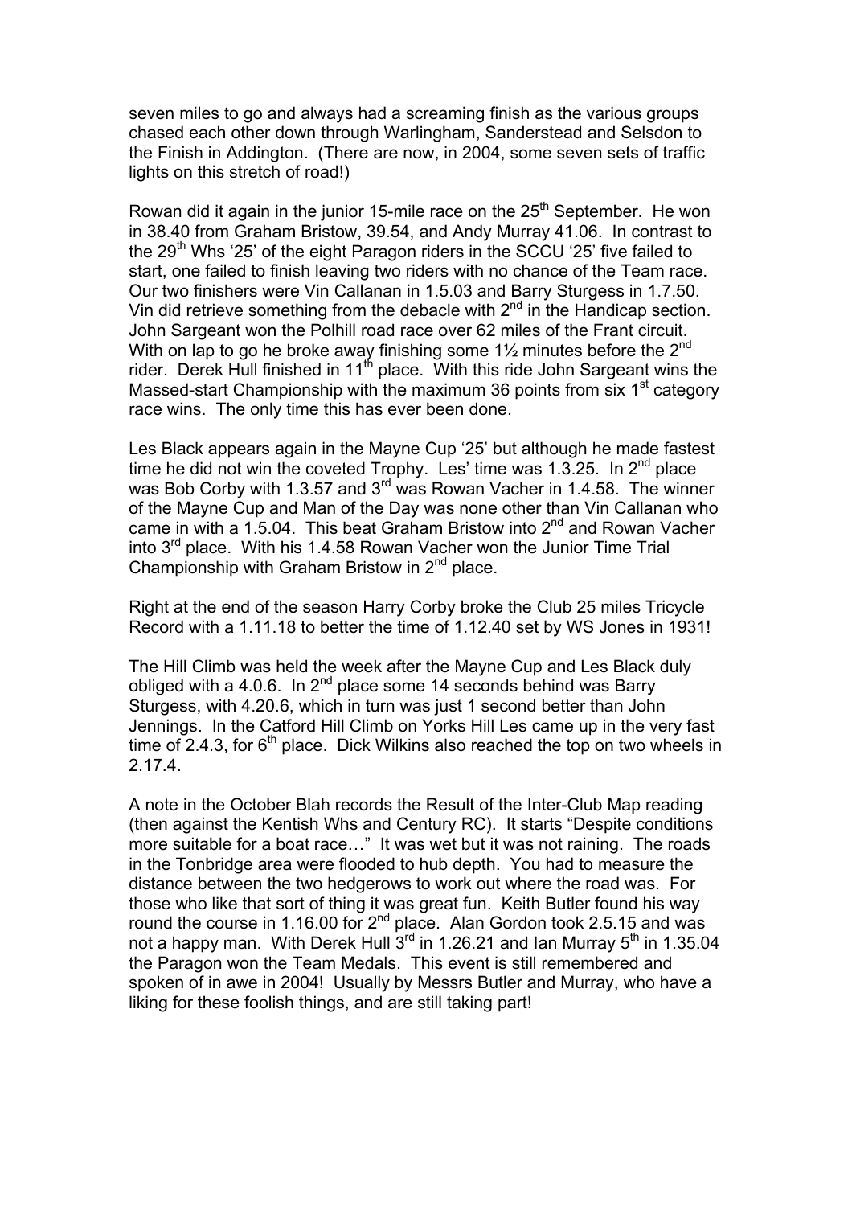seven miles to go and always had a screaming finish as the various groups chased each other down through Warlingham, Sanderstead and Selsdon to the Finish in Addington. (There are now, in 2004, some seven sets of traffic lights on this stretch of road!)

Rowan did it again in the junior 15-mile race on the 25th September. He won in 38.40 from Graham Bristow, 39.54, and Andy Murray 41.06. In contrast to the 29th Whs '25' of the eight Paragon riders in the SCCU '25' five failed to start, one failed to finish leaving two riders with no chance of the Team race. Our two finishers were Vin Callanan in 1.5.03 and Barry Sturgess in 1.7.50. Vin did retrieve something from the debacle with 2nd in the Handicap section. John Sargeant won the Polhill road race over 62 miles of the Frant circuit. With on lap to go he broke away finishing some 1½ minutes before the 2nd rider. Derek Hull finished in 11th place. With this ride John Sargeant wins the Massed-start Championship with the maximum 36 points from six 1st category race wins. The only time this has ever been done.

Les Black appears again in the Mayne Cup '25' but although he made fastest time he did not win the coveted Trophy. Les' time was 1.3.25. In 2nd place was Bob Corby with 1.3.57 and 3rd was Rowan Vacher in 1.4.58. The winner of the Mayne Cup and Man of the Day was none other than Vin Callanan who came in with a 1.5.04. This beat Graham Bristow into 2nd and Rowan Vacher into 3rd place. With his 1.4.58 Rowan Vacher won the Junior Time Trial Championship with Graham Bristow in 2nd place.

Right at the end of the season Harry Corby broke the Club 25 miles Tricycle Record with a 1.11.18 to better the time of 1.12.40 set by WS Jones in 1931!

The Hill Climb was held the week after the Mayne Cup and Les Black duly obliged with a 4.0.6. In 2nd place some 14 seconds behind was Barry Sturgess, with 4.20.6, which in turn was just 1 second better than John Jennings. In the Catford Hill Climb on Yorks Hill Les came up in the very fast time of 2.4.3, for 6th place. Dick Wilkins also reached the top on two wheels in 2.17.4.

A note in the October Blah records the Result of the Inter-Club Map reading (then against the Kentish Whs and Century RC). It starts "Despite conditions more suitable for a boat race…" It was wet but it was not raining. The roads in the Tonbridge area were flooded to hub depth. You had to measure the distance between the two hedgerows to work out where the road was. For those who like that sort of thing it was great fun. Keith Butler found his way round the course in 1.16.00 for 2nd place. Alan Gordon took 2.5.15 and was not a happy man. With Derek Hull 3rd in 1.26.21 and Ian Murray 5th in 1.35.04 the Paragon won the Team Medals. This event is still remembered and spoken of in awe in 2004! Usually by Messrs Butler and Murray, who have a liking for these foolish things, and are still taking part!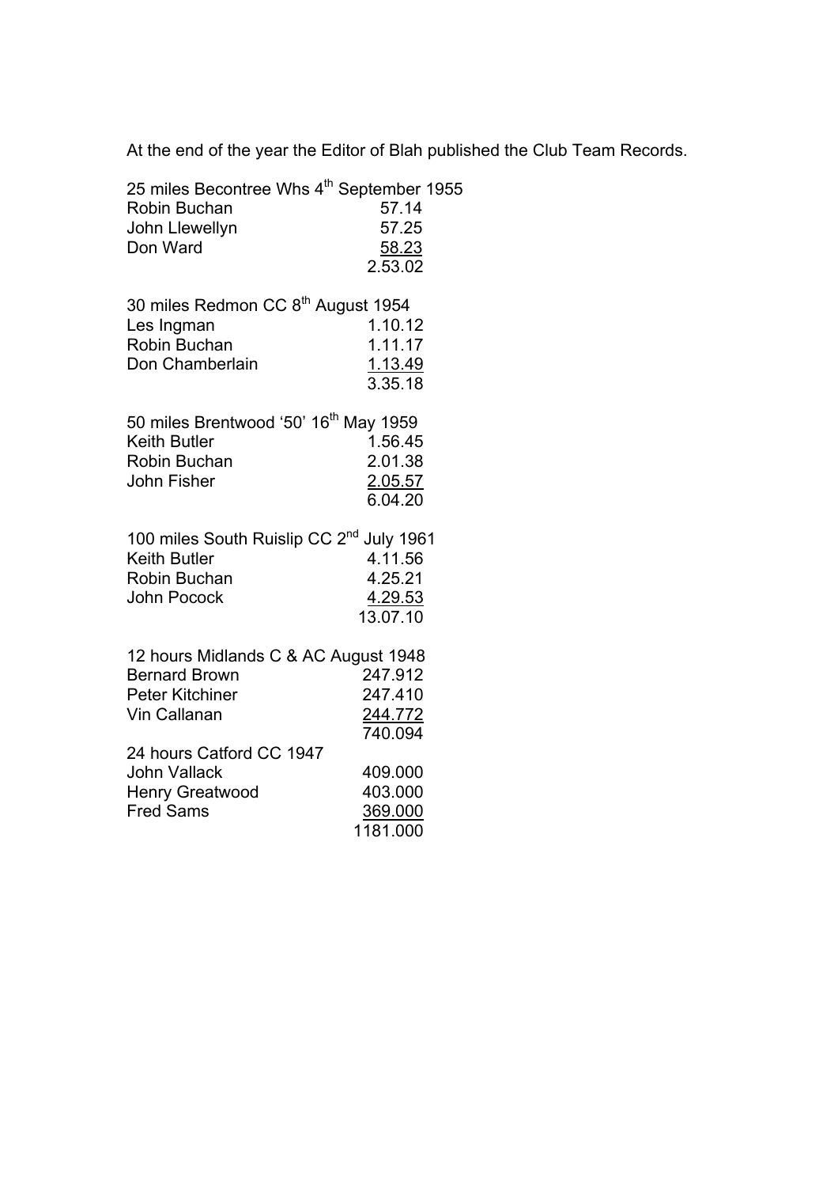At the end of the year the Editor of Blah published the Club Team Records.

25 miles Becontree Whs 4th September 1955

| | |
|---|---|
| Robin Buchan | 57.14 |
| John Llewellyn | 57.25 |
| Don Ward | 58.23 |
| | 2.53.02 |

30 miles Redmon CC 8th August 1954

| | |
|---|---|
| Les Ingman | 1.10.12 |
| Robin Buchan | 1.11.17 |
| Don Chamberlain | 1.13.49 |
| | 3.35.18 |

50 miles Brentwood '50' 16th May 1959

| | |
|---|---|
| Keith Butler | 1.56.45 |
| Robin Buchan | 2.01.38 |
| John Fisher | 2.05.57 |
| | 6.04.20 |

100 miles South Ruislip CC 2nd July 1961

| | |
|---|---|
| Keith Butler | 4.11.56 |
| Robin Buchan | 4.25.21 |
| John Pocock | 4.29.53 |
| | 13.07.10 |

12 hours Midlands C & AC August 1948

| | |
|---|---|
| Bernard Brown | 247.912 |
| Peter Kitchiner | 247.410 |
| Vin Callanan | 244.772 |
| | 740.094 |

24 hours Catford CC 1947

| | |
|---|---|
| John Vallack | 409.000 |
| Henry Greatwood | 403.000 |
| Fred Sams | 369.000 |
| | 1181.000 |